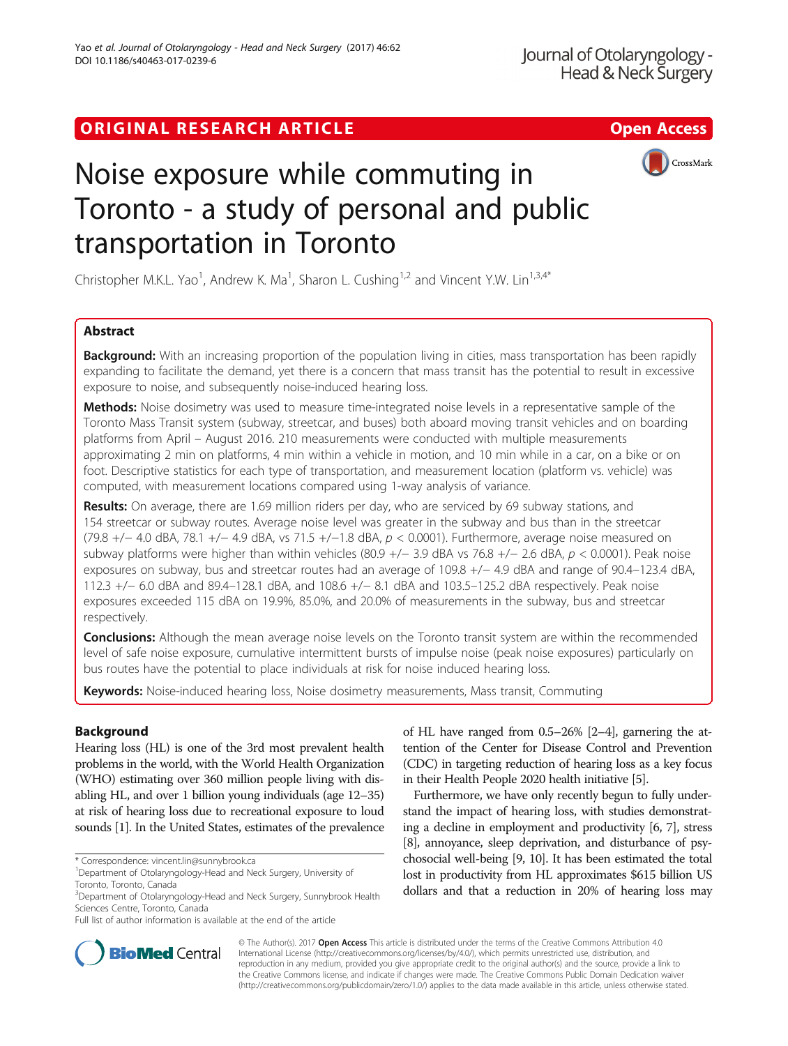ORIGINAL RESEARCH ARTICLE

Open Access

# Noise exposure while commuting in Toronto - a study of personal and public transportation in Toronto

Christopher M.K.L. Yao[1], Andrew K. Ma[1], Sharon L. Cushing[1,2] and Vincent Y.W. Lin[1,3,4*]

## Abstract

**Background:** With an increasing proportion of the population living in cities, mass transportation has been rapidly expanding to facilitate the demand, yet there is a concern that mass transit has the potential to result in excessive exposure to noise, and subsequently noise-induced hearing loss.

**Methods:** Noise dosimetry was used to measure time-integrated noise levels in a representative sample of the Toronto Mass Transit system (subway, streetcar, and buses) both aboard moving transit vehicles and on boarding platforms from April – August 2016. 210 measurements were conducted with multiple measurements approximating 2 min on platforms, 4 min within a vehicle in motion, and 10 min while in a car, on a bike or on foot. Descriptive statistics for each type of transportation, and measurement location (platform vs. vehicle) was computed, with measurement locations compared using 1-way analysis of variance.

**Results:** On average, there are 1.69 million riders per day, who are serviced by 69 subway stations, and 154 streetcar or subway routes. Average noise level was greater in the subway and bus than in the streetcar (79.8 +/− 4.0 dBA, 78.1 +/− 4.9 dBA, vs 71.5 +/−1.8 dBA, $p < 0.0001$). Furthermore, average noise measured on subway platforms were higher than within vehicles (80.9 +/− 3.9 dBA vs 76.8 +/− 2.6 dBA, $p < 0.0001$). Peak noise exposures on subway, bus and streetcar routes had an average of 109.8 +/− 4.9 dBA and range of 90.4–123.4 dBA, 112.3 +/− 6.0 dBA and 89.4–128.1 dBA, and 108.6 +/− 8.1 dBA and 103.5–125.2 dBA respectively. Peak noise exposures exceeded 115 dBA on 19.9%, 85.0%, and 20.0% of measurements in the subway, bus and streetcar respectively.

**Conclusions:** Although the mean average noise levels on the Toronto transit system are within the recommended level of safe noise exposure, cumulative intermittent bursts of impulse noise (peak noise exposures) particularly on bus routes have the potential to place individuals at risk for noise induced hearing loss.

**Keywords:** Noise-induced hearing loss, Noise dosimetry measurements, Mass transit, Commuting

## Background

Hearing loss (HL) is one of the 3rd most prevalent health problems in the world, with the World Health Organization (WHO) estimating over 360 million people living with disabling HL, and over 1 billion young individuals (age 12–35) at risk of hearing loss due to recreational exposure to loud sounds [1]. In the United States, estimates of the prevalence of HL have ranged from 0.5–26% [2–4], garnering the attention of the Center for Disease Control and Prevention (CDC) in targeting reduction of hearing loss as a key focus in their Health People 2020 health initiative [5].

Furthermore, we have only recently begun to fully understand the impact of hearing loss, with studies demonstrating a decline in employment and productivity [6, 7], stress [8], annoyance, sleep deprivation, and disturbance of psychosocial well-being [9, 10]. It has been estimated the total lost in productivity from HL approximates $615 billion US dollars and that a reduction in 20% of hearing loss may

\* Correspondence: vincent.lin@sunnybrook.ca
[1]Department of Otolaryngology-Head and Neck Surgery, University of Toronto, Toronto, Canada
[3]Department of Otolaryngology-Head and Neck Surgery, Sunnybrook Health Sciences Centre, Toronto, Canada
Full list of author information is available at the end of the article

© The Author(s). 2017 **Open Access** This article is distributed under the terms of the Creative Commons Attribution 4.0 International License (http://creativecommons.org/licenses/by/4.0/), which permits unrestricted use, distribution, and reproduction in any medium, provided you give appropriate credit to the original author(s) and the source, provide a link to the Creative Commons license, and indicate if changes were made. The Creative Commons Public Domain Dedication waiver (http://creativecommons.org/publicdomain/zero/1.0/) applies to the data made available in this article, unless otherwise stated.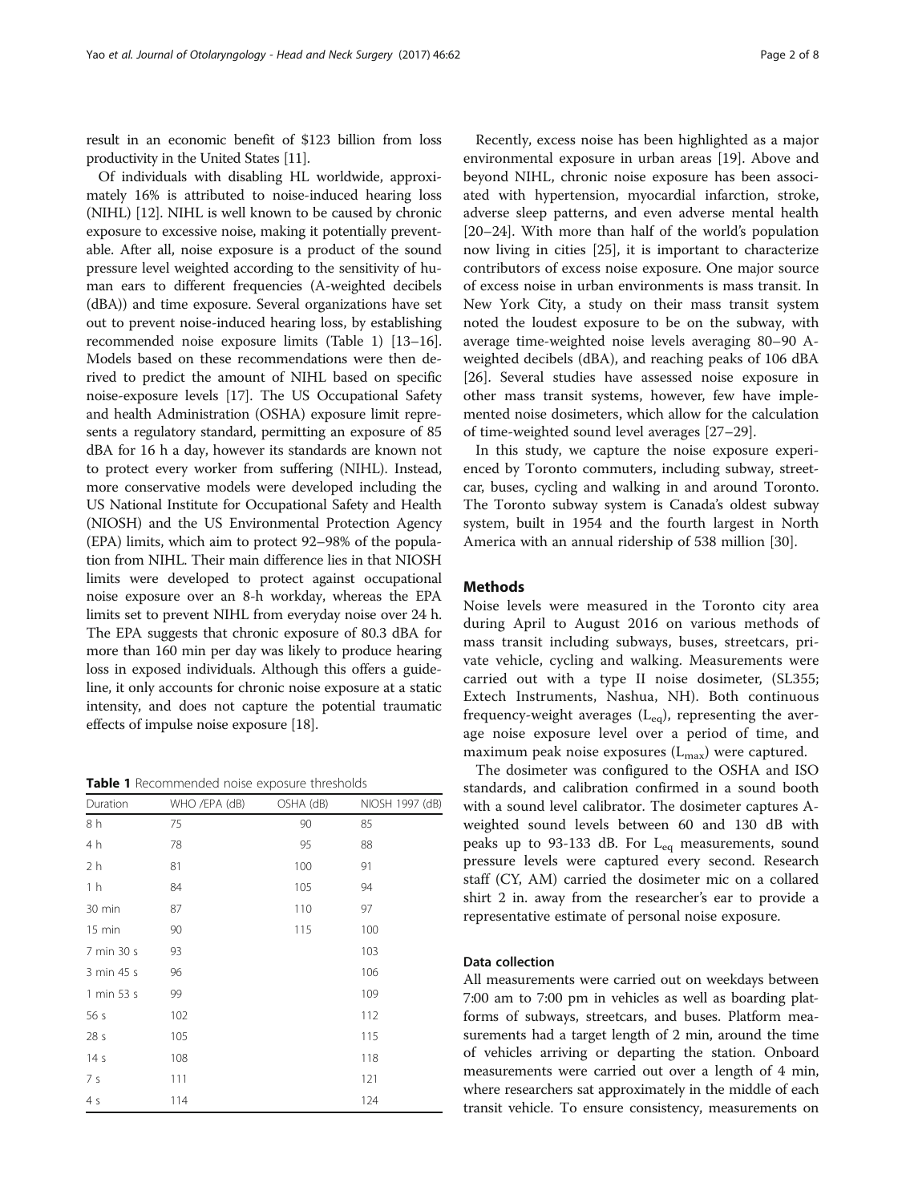result in an economic benefit of $123 billion from loss productivity in the United States [11].

Of individuals with disabling HL worldwide, approximately 16% is attributed to noise-induced hearing loss (NIHL) [12]. NIHL is well known to be caused by chronic exposure to excessive noise, making it potentially preventable. After all, noise exposure is a product of the sound pressure level weighted according to the sensitivity of human ears to different frequencies (A-weighted decibels (dBA)) and time exposure. Several organizations have set out to prevent noise-induced hearing loss, by establishing recommended noise exposure limits (Table 1) [13–16]. Models based on these recommendations were then derived to predict the amount of NIHL based on specific noise-exposure levels [17]. The US Occupational Safety and health Administration (OSHA) exposure limit represents a regulatory standard, permitting an exposure of 85 dBA for 16 h a day, however its standards are known not to protect every worker from suffering (NIHL). Instead, more conservative models were developed including the US National Institute for Occupational Safety and Health (NIOSH) and the US Environmental Protection Agency (EPA) limits, which aim to protect 92–98% of the population from NIHL. Their main difference lies in that NIOSH limits were developed to protect against occupational noise exposure over an 8-h workday, whereas the EPA limits set to prevent NIHL from everyday noise over 24 h. The EPA suggests that chronic exposure of 80.3 dBA for more than 160 min per day was likely to produce hearing loss in exposed individuals. Although this offers a guideline, it only accounts for chronic noise exposure at a static intensity, and does not capture the potential traumatic effects of impulse noise exposure [18].

**Table 1** Recommended noise exposure thresholds

| Duration | WHO /EPA (dB) | OSHA (dB) | NIOSH 1997 (dB) |
|---|---|---|---|
| 8 h | 75 | 90 | 85 |
| 4 h | 78 | 95 | 88 |
| 2 h | 81 | 100 | 91 |
| 1 h | 84 | 105 | 94 |
| 30 min | 87 | 110 | 97 |
| 15 min | 90 | 115 | 100 |
| 7 min 30 s | 93 | | 103 |
| 3 min 45 s | 96 | | 106 |
| 1 min 53 s | 99 | | 109 |
| 56 s | 102 | | 112 |
| 28 s | 105 | | 115 |
| 14 s | 108 | | 118 |
| 7 s | 111 | | 121 |
| 4 s | 114 | | 124 |

Recently, excess noise has been highlighted as a major environmental exposure in urban areas [19]. Above and beyond NIHL, chronic noise exposure has been associated with hypertension, myocardial infarction, stroke, adverse sleep patterns, and even adverse mental health [20–24]. With more than half of the world's population now living in cities [25], it is important to characterize contributors of excess noise exposure. One major source of excess noise in urban environments is mass transit. In New York City, a study on their mass transit system noted the loudest exposure to be on the subway, with average time-weighted noise levels averaging 80–90 A-weighted decibels (dBA), and reaching peaks of 106 dBA [26]. Several studies have assessed noise exposure in other mass transit systems, however, few have implemented noise dosimeters, which allow for the calculation of time-weighted sound level averages [27–29].

In this study, we capture the noise exposure experienced by Toronto commuters, including subway, streetcar, buses, cycling and walking in and around Toronto. The Toronto subway system is Canada's oldest subway system, built in 1954 and the fourth largest in North America with an annual ridership of 538 million [30].

## Methods

Noise levels were measured in the Toronto city area during April to August 2016 on various methods of mass transit including subways, buses, streetcars, private vehicle, cycling and walking. Measurements were carried out with a type II noise dosimeter, (SL355; Extech Instruments, Nashua, NH). Both continuous frequency-weight averages ($L_{eq}$), representing the average noise exposure level over a period of time, and maximum peak noise exposures ($L_{max}$) were captured.

The dosimeter was configured to the OSHA and ISO standards, and calibration confirmed in a sound booth with a sound level calibrator. The dosimeter captures A-weighted sound levels between 60 and 130 dB with peaks up to 93-133 dB. For $L_{eq}$ measurements, sound pressure levels were captured every second. Research staff (CY, AM) carried the dosimeter mic on a collared shirt 2 in. away from the researcher's ear to provide a representative estimate of personal noise exposure.

### Data collection

All measurements were carried out on weekdays between 7:00 am to 7:00 pm in vehicles as well as boarding platforms of subways, streetcars, and buses. Platform measurements had a target length of 2 min, around the time of vehicles arriving or departing the station. Onboard measurements were carried out over a length of 4 min, where researchers sat approximately in the middle of each transit vehicle. To ensure consistency, measurements on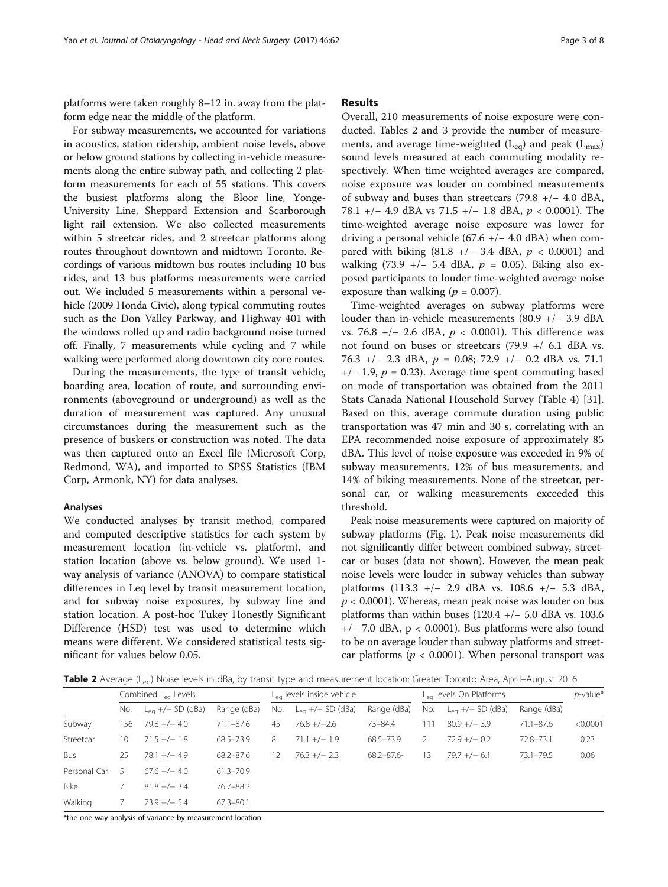platforms were taken roughly 8–12 in. away from the platform edge near the middle of the platform.

For subway measurements, we accounted for variations in acoustics, station ridership, ambient noise levels, above or below ground stations by collecting in-vehicle measurements along the entire subway path, and collecting 2 platform measurements for each of 55 stations. This covers the busiest platforms along the Bloor line, Yonge-University Line, Sheppard Extension and Scarborough light rail extension. We also collected measurements within 5 streetcar rides, and 2 streetcar platforms along routes throughout downtown and midtown Toronto. Recordings of various midtown bus routes including 10 bus rides, and 13 bus platforms measurements were carried out. We included 5 measurements within a personal vehicle (2009 Honda Civic), along typical commuting routes such as the Don Valley Parkway, and Highway 401 with the windows rolled up and radio background noise turned off. Finally, 7 measurements while cycling and 7 while walking were performed along downtown city core routes.

During the measurements, the type of transit vehicle, boarding area, location of route, and surrounding environments (aboveground or underground) as well as the duration of measurement was captured. Any unusual circumstances during the measurement such as the presence of buskers or construction was noted. The data was then captured onto an Excel file (Microsoft Corp, Redmond, WA), and imported to SPSS Statistics (IBM Corp, Armonk, NY) for data analyses.

### Analyses

We conducted analyses by transit method, compared and computed descriptive statistics for each system by measurement location (in-vehicle vs. platform), and station location (above vs. below ground). We used 1-way analysis of variance (ANOVA) to compare statistical differences in Leq level by transit measurement location, and for subway noise exposures, by subway line and station location. A post-hoc Tukey Honestly Significant Difference (HSD) test was used to determine which means were different. We considered statistical tests significant for values below 0.05.

## Results

Overall, 210 measurements of noise exposure were conducted. Tables 2 and 3 provide the number of measurements, and average time-weighted ($L_{eq}$) and peak ($L_{max}$) sound levels measured at each commuting modality respectively. When time weighted averages are compared, noise exposure was louder on combined measurements of subway and buses than streetcars (79.8 +/− 4.0 dBA, 78.1 +/− 4.9 dBA vs 71.5 +/− 1.8 dBA, $p < 0.0001$). The time-weighted average noise exposure was lower for driving a personal vehicle (67.6 +/− 4.0 dBA) when compared with biking (81.8 +/− 3.4 dBA, $p < 0.0001$) and walking (73.9 +/− 5.4 dBA, $p = 0.05$). Biking also exposed participants to louder time-weighted average noise exposure than walking ($p = 0.007$).

Time-weighted averages on subway platforms were louder than in-vehicle measurements (80.9 +/− 3.9 dBA vs. 76.8 +/− 2.6 dBA, $p < 0.0001$). This difference was not found on buses or streetcars (79.9 +/ 6.1 dBA vs. 76.3 +/− 2.3 dBA, $p = 0.08$; 72.9 +/− 0.2 dBA vs. 71.1 +/− 1.9, $p = 0.23$). Average time spent commuting based on mode of transportation was obtained from the 2011 Stats Canada National Household Survey (Table 4) [31]. Based on this, average commute duration using public transportation was 47 min and 30 s, correlating with an EPA recommended noise exposure of approximately 85 dBA. This level of noise exposure was exceeded in 9% of subway measurements, 12% of bus measurements, and 14% of biking measurements. None of the streetcar, personal car, or walking measurements exceeded this threshold.

Peak noise measurements were captured on majority of subway platforms (Fig. 1). Peak noise measurements did not significantly differ between combined subway, streetcar or buses (data not shown). However, the mean peak noise levels were louder in subway vehicles than subway platforms (113.3 +/− 2.9 dBA vs. 108.6 +/− 5.3 dBA, $p < 0.0001$). Whereas, mean peak noise was louder on bus platforms than within buses (120.4 +/− 5.0 dBA vs. 103.6 +/− 7.0 dBA, $p < 0.0001$). Bus platforms were also found to be on average louder than subway platforms and streetcar platforms ($p < 0.0001$). When personal transport was

**Table 2** Average ($L_{eq}$) Noise levels in dBa, by transit type and measurement location: Greater Toronto Area, April–August 2016

| | Combined $L_{eq}$ Levels | | | $L_{eq}$ levels inside vehicle | | | $L_{eq}$ levels On Platforms | | | *p*-value* |
|---|---|---|---|---|---|---|---|---|---|---|
| | No. | $L_{eq}$ +/− SD (dBa) | Range (dBa) | No. | $L_{eq}$ +/− SD (dBa) | Range (dBa) | No. | $L_{eq}$ +/− SD (dBa) | Range (dBa) | |
| Subway | 156 | 79.8 +/− 4.0 | 71.1–87.6 | 45 | 76.8 +/−2.6 | 73–84.4 | 111 | 80.9 +/− 3.9 | 71.1–87.6 | <0.0001 |
| Streetcar | 10 | 71.5 +/− 1.8 | 68.5–73.9 | 8 | 71.1 +/− 1.9 | 68.5–73.9 | 2 | 72.9 +/− 0.2 | 72.8–73.1 | 0.23 |
| Bus | 25 | 78.1 +/− 4.9 | 68.2–87.6 | 12 | 76.3 +/− 2.3 | 68.2–87.6- | 13 | 79.7 +/− 6.1 | 73.1–79.5 | 0.06 |
| Personal Car | 5 | 67.6 +/− 4.0 | 61.3–70.9 | | | | | | | |
| Bike | 7 | 81.8 +/− 3.4 | 76.7–88.2 | | | | | | | |
| Walking | 7 | 73.9 +/− 5.4 | 67.3–80.1 | | | | | | | |

*the one-way analysis of variance by measurement location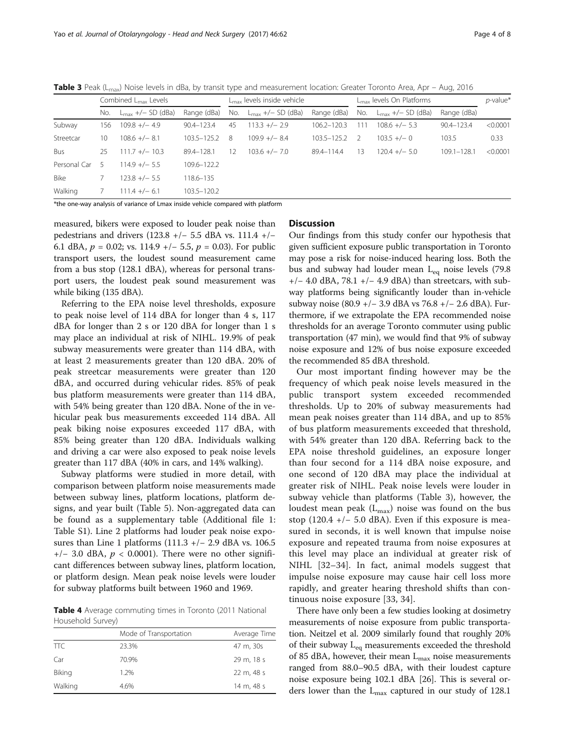**Table 3** Peak ($L_{max}$) Noise levels in dBa, by transit type and measurement location: Greater Toronto Area, Apr – Aug, 2016

| | Combined $L_{max}$ Levels | | | $L_{max}$ levels inside vehicle | | | $L_{max}$ levels On Platforms | | | p-value* |
|---|---|---|---|---|---|---|---|---|---|---|
| | No. | $L_{max}$ +/− SD (dBa) | Range (dBa) | No. | $L_{max}$ +/− SD (dBa) | Range (dBa) | No. | $L_{max}$ +/− SD (dBa) | Range (dBa) | |
| Subway | 156 | 109.8 +/− 4.9 | 90.4–123.4 | 45 | 113.3 +/− 2.9 | 106.2–120.3 | 111 | 108.6 +/− 5.3 | 90.4–123.4 | <0.0001 |
| Streetcar | 10 | 108.6 +/− 8.1 | 103.5–125.2 | 8 | 109.9 +/− 8.4 | 103.5–125.2 | 2 | 103.5 +/− 0 | 103.5 | 0.33 |
| Bus | 25 | 111.7 +/− 10.3 | 89.4–128.1 | 12 | 103.6 +/− 7.0 | 89.4–114.4 | 13 | 120.4 +/− 5.0 | 109.1–128.1 | <0.0001 |
| Personal Car | 5 | 114.9 +/− 5.5 | 109.6–122.2 | | | | | | | |
| Bike | 7 | 123.8 +/− 5.5 | 118.6–135 | | | | | | | |
| Walking | 7 | 111.4 +/− 6.1 | 103.5–120.2 | | | | | | | |

*the one-way analysis of variance of Lmax inside vehicle compared with platform

measured, bikers were exposed to louder peak noise than pedestrians and drivers (123.8 +/− 5.5 dBA vs. 111.4 +/− 6.1 dBA, $p = 0.02$; vs. 114.9 +/− 5.5, $p = 0.03$). For public transport users, the loudest sound measurement came from a bus stop (128.1 dBA), whereas for personal transport users, the loudest peak sound measurement was while biking (135 dBA).

Referring to the EPA noise level thresholds, exposure to peak noise level of 114 dBA for longer than 4 s, 117 dBA for longer than 2 s or 120 dBA for longer than 1 s may place an individual at risk of NIHL. 19.9% of peak subway measurements were greater than 114 dBA, with at least 2 measurements greater than 120 dBA. 20% of peak streetcar measurements were greater than 120 dBA, and occurred during vehicular rides. 85% of peak bus platform measurements were greater than 114 dBA, with 54% being greater than 120 dBA. None of the in vehicular peak bus measurements exceeded 114 dBA. All peak biking noise exposures exceeded 117 dBA, with 85% being greater than 120 dBA. Individuals walking and driving a car were also exposed to peak noise levels greater than 117 dBA (40% in cars, and 14% walking).

Subway platforms were studied in more detail, with comparison between platform noise measurements made between subway lines, platform locations, platform designs, and year built (Table 5). Non-aggregated data can be found as a supplementary table (Additional file 1: Table S1). Line 2 platforms had louder peak noise exposures than Line 1 platforms (111.3 +/− 2.9 dBA vs. 106.5 +/− 3.0 dBA, $p < 0.0001$). There were no other significant differences between subway lines, platform location, or platform design. Mean peak noise levels were louder for subway platforms built between 1960 and 1969.

**Table 4** Average commuting times in Toronto (2011 National Household Survey)

| | Mode of Transportation | Average Time |
|---|---|---|
| TTC | 23.3% | 47 m, 30s |
| Car | 70.9% | 29 m, 18 s |
| Biking | 1.2% | 22 m, 48 s |
| Walking | 4.6% | 14 m, 48 s |

## Discussion

Our findings from this study confer our hypothesis that given sufficient exposure public transportation in Toronto may pose a risk for noise-induced hearing loss. Both the bus and subway had louder mean $L_{eq}$ noise levels (79.8 +/− 4.0 dBA, 78.1 +/− 4.9 dBA) than streetcars, with subway platforms being significantly louder than in-vehicle subway noise (80.9 +/− 3.9 dBA vs 76.8 +/− 2.6 dBA). Furthermore, if we extrapolate the EPA recommended noise thresholds for an average Toronto commuter using public transportation (47 min), we would find that 9% of subway noise exposure and 12% of bus noise exposure exceeded the recommended 85 dBA threshold.

Our most important finding however may be the frequency of which peak noise levels measured in the public transport system exceeded recommended thresholds. Up to 20% of subway measurements had mean peak noises greater than 114 dBA, and up to 85% of bus platform measurements exceeded that threshold, with 54% greater than 120 dBA. Referring back to the EPA noise threshold guidelines, an exposure longer than four second for a 114 dBA noise exposure, and one second of 120 dBA may place the individual at greater risk of NIHL. Peak noise levels were louder in subway vehicle than platforms (Table 3), however, the loudest mean peak ($L_{max}$) noise was found on the bus stop (120.4 +/− 5.0 dBA). Even if this exposure is measured in seconds, it is well known that impulse noise exposure and repeated trauma from noise exposures at this level may place an individual at greater risk of NIHL [32–34]. In fact, animal models suggest that impulse noise exposure may cause hair cell loss more rapidly, and greater hearing threshold shifts than continuous noise exposure [33, 34].

There have only been a few studies looking at dosimetry measurements of noise exposure from public transportation. Neitzel et al. 2009 similarly found that roughly 20% of their subway $L_{eq}$ measurements exceeded the threshold of 85 dBA, however, their mean $L_{max}$ noise measurements ranged from 88.0–90.5 dBA, with their loudest capture noise exposure being 102.1 dBA [26]. This is several orders lower than the $L_{max}$ captured in our study of 128.1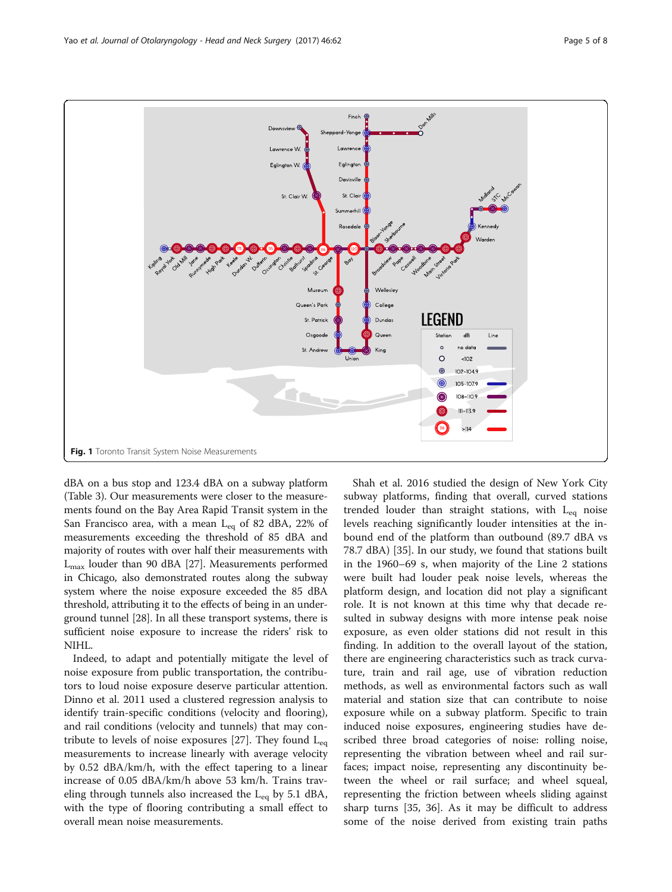Fig. 1 Toronto Transit System Noise Measurements

dBA on a bus stop and 123.4 dBA on a subway platform (Table 3). Our measurements were closer to the measurements found on the Bay Area Rapid Transit system in the San Francisco area, with a mean $L_{eq}$ of 82 dBA, 22% of measurements exceeding the threshold of 85 dBA and majority of routes with over half their measurements with $L_{max}$ louder than 90 dBA [27]. Measurements performed in Chicago, also demonstrated routes along the subway system where the noise exposure exceeded the 85 dBA threshold, attributing it to the effects of being in an underground tunnel [28]. In all these transport systems, there is sufficient noise exposure to increase the riders' risk to NIHL.

Indeed, to adapt and potentially mitigate the level of noise exposure from public transportation, the contributors to loud noise exposure deserve particular attention. Dinno et al. 2011 used a clustered regression analysis to identify train-specific conditions (velocity and flooring), and rail conditions (velocity and tunnels) that may contribute to levels of noise exposures [27]. They found $L_{eq}$ measurements to increase linearly with average velocity by 0.52 dBA/km/h, with the effect tapering to a linear increase of 0.05 dBA/km/h above 53 km/h. Trains traveling through tunnels also increased the $L_{eq}$ by 5.1 dBA, with the type of flooring contributing a small effect to overall mean noise measurements.

Shah et al. 2016 studied the design of New York City subway platforms, finding that overall, curved stations trended louder than straight stations, with $L_{eq}$ noise levels reaching significantly louder intensities at the inbound end of the platform than outbound (89.7 dBA vs 78.7 dBA) [35]. In our study, we found that stations built in the 1960–69 s, when majority of the Line 2 stations were built had louder peak noise levels, whereas the platform design, and location did not play a significant role. It is not known at this time why that decade resulted in subway designs with more intense peak noise exposure, as even older stations did not result in this finding. In addition to the overall layout of the station, there are engineering characteristics such as track curvature, train and rail age, use of vibration reduction methods, as well as environmental factors such as wall material and station size that can contribute to noise exposure while on a subway platform. Specific to train induced noise exposures, engineering studies have described three broad categories of noise: rolling noise, representing the vibration between wheel and rail surfaces; impact noise, representing any discontinuity between the wheel or rail surface; and wheel squeal, representing the friction between wheels sliding against sharp turns [35, 36]. As it may be difficult to address some of the noise derived from existing train paths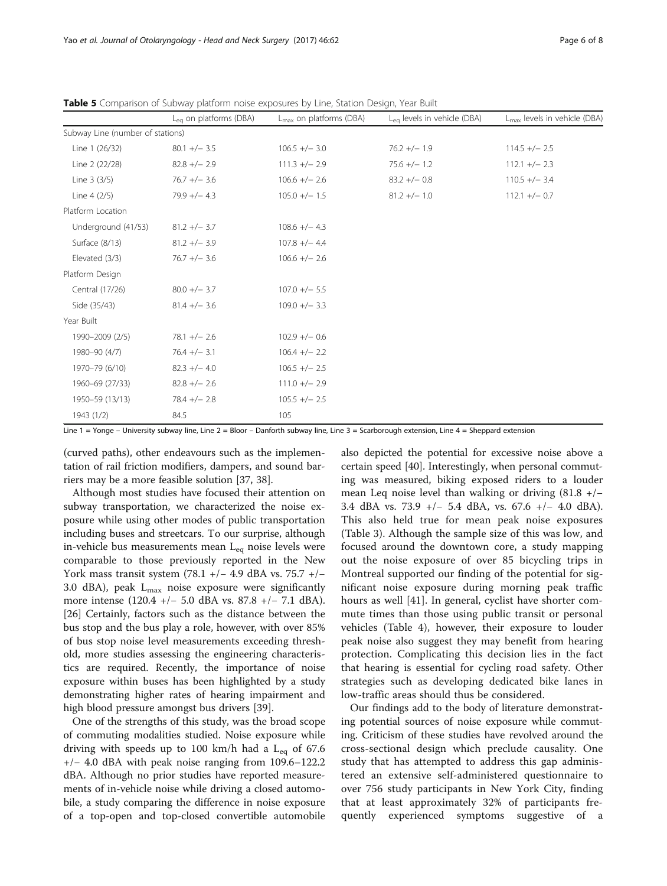**Table 5** Comparison of Subway platform noise exposures by Line, Station Design, Year Built

| | $L_{eq}$ on platforms (DBA) | $L_{max}$ on platforms (DBA) | $L_{eq}$ levels in vehicle (DBA) | $L_{max}$ levels in vehicle (DBA) |
|---|---|---|---|---|
| Subway Line (number of stations) | | | | |
| Line 1 (26/32) | 80.1 +/− 3.5 | 106.5 +/− 3.0 | 76.2 +/− 1.9 | 114.5 +/− 2.5 |
| Line 2 (22/28) | 82.8 +/− 2.9 | 111.3 +/− 2.9 | 75.6 +/− 1.2 | 112.1 +/− 2.3 |
| Line 3 (3/5) | 76.7 +/− 3.6 | 106.6 +/− 2.6 | 83.2 +/− 0.8 | 110.5 +/− 3.4 |
| Line 4 (2/5) | 79.9 +/− 4.3 | 105.0 +/− 1.5 | 81.2 +/− 1.0 | 112.1 +/− 0.7 |
| Platform Location | | | | |
| Underground (41/53) | 81.2 +/− 3.7 | 108.6 +/− 4.3 | | |
| Surface (8/13) | 81.2 +/− 3.9 | 107.8 +/− 4.4 | | |
| Elevated (3/3) | 76.7 +/− 3.6 | 106.6 +/− 2.6 | | |
| Platform Design | | | | |
| Central (17/26) | 80.0 +/− 3.7 | 107.0 +/− 5.5 | | |
| Side (35/43) | 81.4 +/− 3.6 | 109.0 +/− 3.3 | | |
| Year Built | | | | |
| 1990–2009 (2/5) | 78.1 +/− 2.6 | 102.9 +/− 0.6 | | |
| 1980–90 (4/7) | 76.4 +/− 3.1 | 106.4 +/− 2.2 | | |
| 1970–79 (6/10) | 82.3 +/− 4.0 | 106.5 +/− 2.5 | | |
| 1960–69 (27/33) | 82.8 +/− 2.6 | 111.0 +/− 2.9 | | |
| 1950–59 (13/13) | 78.4 +/− 2.8 | 105.5 +/− 2.5 | | |
| 1943 (1/2) | 84.5 | 105 | | |

Line 1 = Yonge – University subway line, Line 2 = Bloor – Danforth subway line, Line 3 = Scarborough extension, Line 4 = Sheppard extension

(curved paths), other endeavours such as the implementation of rail friction modifiers, dampers, and sound barriers may be a more feasible solution [37, 38].

Although most studies have focused their attention on subway transportation, we characterized the noise exposure while using other modes of public transportation including buses and streetcars. To our surprise, although in-vehicle bus measurements mean $L_{eq}$ noise levels were comparable to those previously reported in the New York mass transit system (78.1 +/− 4.9 dBA vs. 75.7 +/− 3.0 dBA), peak $L_{max}$ noise exposure were significantly more intense (120.4 +/− 5.0 dBA vs. 87.8 +/− 7.1 dBA). [26] Certainly, factors such as the distance between the bus stop and the bus play a role, however, with over 85% of bus stop noise level measurements exceeding threshold, more studies assessing the engineering characteristics are required. Recently, the importance of noise exposure within buses has been highlighted by a study demonstrating higher rates of hearing impairment and high blood pressure amongst bus drivers [39].

One of the strengths of this study, was the broad scope of commuting modalities studied. Noise exposure while driving with speeds up to 100 km/h had a $L_{eq}$ of 67.6 +/− 4.0 dBA with peak noise ranging from 109.6–122.2 dBA. Although no prior studies have reported measurements of in-vehicle noise while driving a closed automobile, a study comparing the difference in noise exposure of a top-open and top-closed convertible automobile also depicted the potential for excessive noise above a certain speed [40]. Interestingly, when personal commuting was measured, biking exposed riders to a louder mean Leq noise level than walking or driving (81.8 +/− 3.4 dBA vs. 73.9 +/− 5.4 dBA, vs. 67.6 +/− 4.0 dBA). This also held true for mean peak noise exposures (Table 3). Although the sample size of this was low, and focused around the downtown core, a study mapping out the noise exposure of over 85 bicycling trips in Montreal supported our finding of the potential for significant noise exposure during morning peak traffic hours as well [41]. In general, cyclist have shorter commute times than those using public transit or personal vehicles (Table 4), however, their exposure to louder peak noise also suggest they may benefit from hearing protection. Complicating this decision lies in the fact that hearing is essential for cycling road safety. Other strategies such as developing dedicated bike lanes in low-traffic areas should thus be considered.

Our findings add to the body of literature demonstrating potential sources of noise exposure while commuting. Criticism of these studies have revolved around the cross-sectional design which preclude causality. One study that has attempted to address this gap administered an extensive self-administered questionnaire to over 756 study participants in New York City, finding that at least approximately 32% of participants frequently experienced symptoms suggestive of a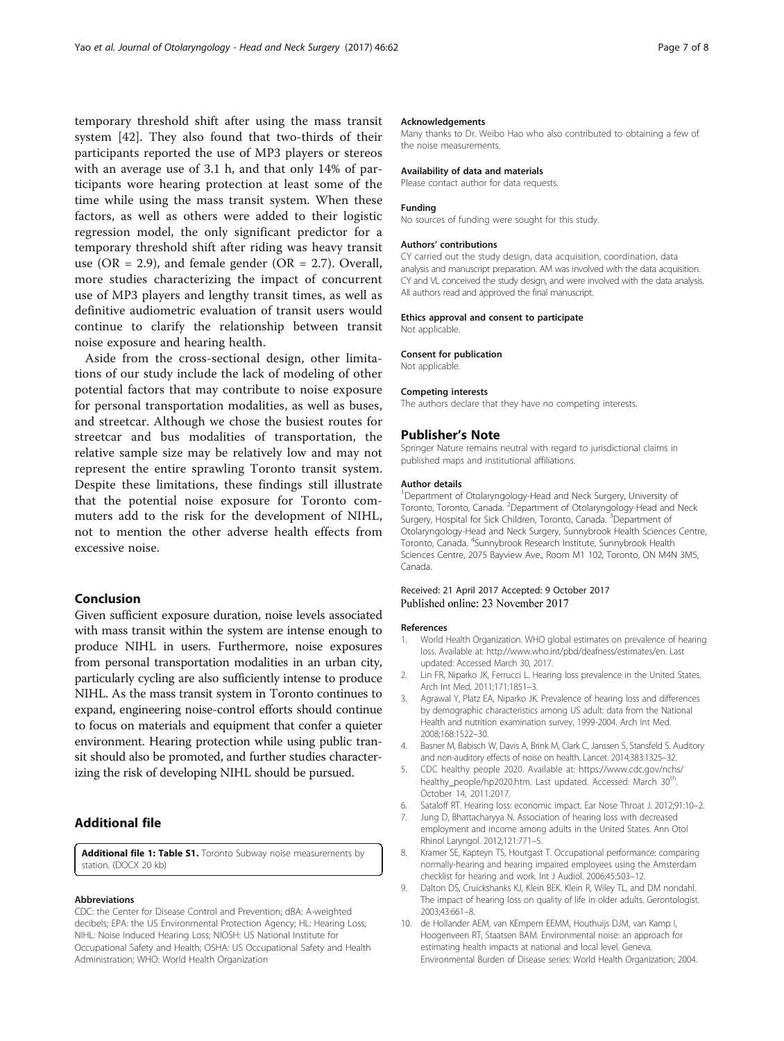temporary threshold shift after using the mass transit system [42]. They also found that two-thirds of their participants reported the use of MP3 players or stereos with an average use of 3.1 h, and that only 14% of participants wore hearing protection at least some of the time while using the mass transit system. When these factors, as well as others were added to their logistic regression model, the only significant predictor for a temporary threshold shift after riding was heavy transit use (OR = 2.9), and female gender (OR = 2.7). Overall, more studies characterizing the impact of concurrent use of MP3 players and lengthy transit times, as well as definitive audiometric evaluation of transit users would continue to clarify the relationship between transit noise exposure and hearing health.

Aside from the cross-sectional design, other limitations of our study include the lack of modeling of other potential factors that may contribute to noise exposure for personal transportation modalities, as well as buses, and streetcar. Although we chose the busiest routes for streetcar and bus modalities of transportation, the relative sample size may be relatively low and may not represent the entire sprawling Toronto transit system. Despite these limitations, these findings still illustrate that the potential noise exposure for Toronto commuters add to the risk for the development of NIHL, not to mention the other adverse health effects from excessive noise.

## Conclusion

Given sufficient exposure duration, noise levels associated with mass transit within the system are intense enough to produce NIHL in users. Furthermore, noise exposures from personal transportation modalities in an urban city, particularly cycling are also sufficiently intense to produce NIHL. As the mass transit system in Toronto continues to expand, engineering noise-control efforts should continue to focus on materials and equipment that confer a quieter environment. Hearing protection while using public transit should also be promoted, and further studies characterizing the risk of developing NIHL should be pursued.

## Additional file

**Additional file 1: Table S1.** Toronto Subway noise measurements by station. (DOCX 20 kb)

#### Abbreviations

CDC: the Center for Disease Control and Prevention; dBA: A-weighted decibels; EPA: the US Environmental Protection Agency; HL: Hearing Loss; NIHL: Noise Induced Hearing Loss; NIOSH: US National Institute for Occupational Safety and Health; OSHA: US Occupational Safety and Health Administration; WHO: World Health Organization

#### Acknowledgements

Many thanks to Dr. Weibo Hao who also contributed to obtaining a few of the noise measurements.

#### Availability of data and materials

Please contact author for data requests.

#### Funding

No sources of funding were sought for this study.

#### Authors' contributions

CY carried out the study design, data acquisition, coordination, data analysis and manuscript preparation. AM was involved with the data acquisition. CY and VL conceived the study design, and were involved with the data analysis. All authors read and approved the final manuscript.

#### Ethics approval and consent to participate

Not applicable.

#### Consent for publication

Not applicable.

#### Competing interests

The authors declare that they have no competing interests.

## Publisher's Note

Springer Nature remains neutral with regard to jurisdictional claims in published maps and institutional affiliations.

#### Author details

[1]Department of Otolaryngology-Head and Neck Surgery, University of Toronto, Toronto, Canada. [2]Department of Otolaryngology-Head and Neck Surgery, Hospital for Sick Children, Toronto, Canada. [3]Department of Otolaryngology-Head and Neck Surgery, Sunnybrook Health Sciences Centre, Toronto, Canada. [4]Sunnybrook Research Institute, Sunnybrook Health Sciences Centre, 2075 Bayview Ave., Room M1 102, Toronto, ON M4N 3M5, Canada.

Received: 21 April 2017 Accepted: 9 October 2017
Published online: 23 November 2017

#### References

1. World Health Organization. WHO global estimates on prevalence of hearing loss. Available at: http://www.who.int/pbd/deafness/estimates/en. Last updated: Accessed March 30, 2017.
2. Lin FR, Niparko JK, Ferrucci L. Hearing loss prevalence in the United States. Arch Int Med. 2011;171:1851–3.
3. Agrawal Y, Platz EA, Niparko JK. Prevalence of hearing loss and differences by demographic characteristics among US adult: data from the National Health and nutrition examination survey, 1999-2004. Arch Int Med. 2008;168:1522–30.
4. Basner M, Babisch W, Davis A, Brink M, Clark C, Janssen S, Stansfeld S. Auditory and non-auditory effects of noise on health. Lancet. 2014;383:1325–32.
5. CDC healthy people 2020. Available at: https://www.cdc.gov/nchs/healthy_people/hp2020.htm. Last updated. Accessed: March 30th. October 14, 2011:2017.
6. Sataloff RT. Hearing loss: economic impact. Ear Nose Throat J. 2012;91:10–2.
7. Jung D, Bhattacharyya N. Association of hearing loss with decreased employment and income among adults in the United States. Ann Otol Rhinol Laryngol. 2012;121:771–5.
8. Kramer SE, Kapteyn TS, Houtgast T. Occupational performance: comparing normally-hearing and hearing impaired employees using the Amsterdam checklist for hearing and work. Int J Audiol. 2006;45:503–12.
9. Dalton DS, Cruickshanks KJ, Klein BEK. Klein R, Wiley TL, and DM nondahl. The impact of hearing loss on quality of life in older adults. Gerontologist. 2003;43:661–8.
10. de Hollander AEM, van KEmpem EEMM, Houthuijs DJM, van Kamp I, Hoogenveen RT, Staatsen BAM. Environmental noise: an approach for estimating health impacts at national and local level. Geneva. Environmental Burden of Disease series: World Health Organization; 2004.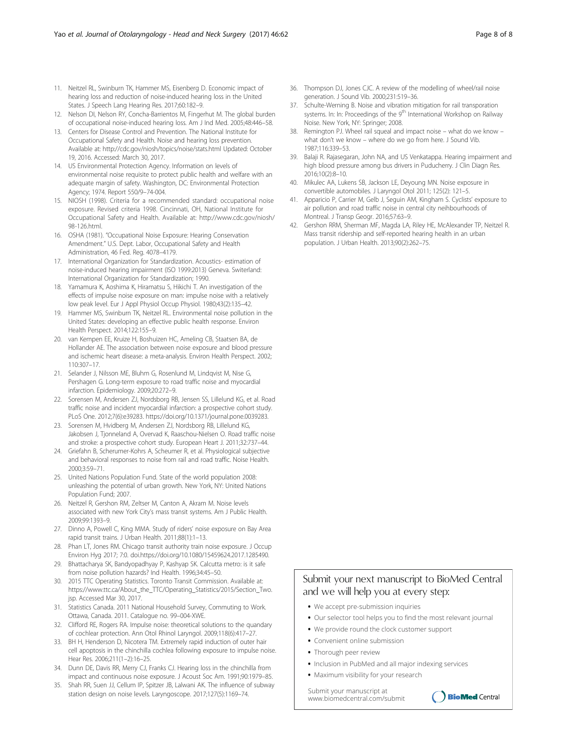11. Neitzel RL, Swinburn TK, Hammer MS, Eisenberg D. Economic impact of hearing loss and reduction of noise-induced hearing loss in the United States. J Speech Lang Hearing Res. 2017;60:182–9.
12. Nelson DI, Nelson RY, Concha-Barrientos M, Fingerhut M. The global burden of occupational noise-induced hearing loss. Am J Ind Med. 2005;48:446–58.
13. Centers for Disease Control and Prevention. The National Institute for Occupational Safety and Health. Noise and hearing loss prevention. Available at: http://cdc.gov/niosh/topics/noise/stats.html Updated: October 19, 2016. Accessed: March 30, 2017.
14. US Environmental Protection Agency. Information on levels of environmental noise requisite to protect public health and welfare with an adequate margin of safety. Washington, DC: Environmental Protection Agency; 1974. Report 550/9–74-004.
15. NIOSH (1998). Criteria for a recommended standard: occupational noise exposure. Revised criteria 1998. Cincinnati, OH, National Institute for Occupational Safety and Health. Available at: http://www.cdc.gov/niosh/98-126.html.
16. OSHA (1981). "Occupational Noise Exposure: Hearing Conservation Amendment." U.S. Dept. Labor, Occupational Safety and Health Administration, 46 Fed. Reg. 4078–4179.
17. International Organization for Standardization. Acoustics- estimation of noise-induced hearing impairment (ISO 1999:2013) Geneva. Switerland: International Organization for Standardization; 1990.
18. Yamamura K, Aoshima K, Hiramatsu S, Hikichi T. An investigation of the effects of impulse noise exposure on man: impulse noise with a relatively low peak level. Eur J Appl Physiol Occup Physiol. 1980;43(2):135–42.
19. Hammer MS, Swinburn TK, Neitzel RL. Environmental noise pollution in the United States: developing an effective public health response. Environ Health Perspect. 2014;122:155–9.
20. van Kempen EE, Kruize H, Boshuizen HC, Ameling CB, Staatsen BA, de Hollander AE. The association between noise exposure and blood pressure and ischemic heart disease: a meta-analysis. Environ Health Perspect. 2002; 110:307–17.
21. Selander J, Nilsson ME, Bluhm G, Rosenlund M, Lindqvist M, Nise G, Pershagen G. Long-term exposure to road traffic noise and myocardial infarction. Epidemiology. 2009;20:272–9.
22. Sorensen M, Andersen ZJ, Nordsborg RB, Jensen SS, Lillelund KG, et al. Road traffic noise and incident myocardial infarction: a prospective cohort study. PLoS One. 2012;7(6):e39283. https://doi.org/10.1371/journal.pone.0039283.
23. Sorensen M, Hvidberg M, Andersen ZJ, Nordsborg RB, Lillelund KG, Jakobsen J, Tjonneland A, Overvad K, Raaschou-Nielsen O. Road traffic noise and stroke: a prospective cohort study. European Heart J. 2011;32:737–44.
24. Griefahn B, Scherumer-Kohrs A, Scheumer R, et al. Physiological subjective and behavioral responses to noise from rail and road traffic. Noise Health. 2000;3:59–71.
25. United Nations Population Fund. State of the world population 2008: unleashing the potential of urban growth. New York, NY: United Nations Population Fund; 2007.
26. Neitzel R, Gershon RM, Zeltser M, Canton A, Akram M. Noise levels associated with new York City's mass transit systems. Am J Public Health. 2009;99:1393–9.
27. Dinno A, Powell C, King MMA. Study of riders' noise exposure on Bay Area rapid transit trains. J Urban Health. 2011;88(1):1–13.
28. Phan LT, Jones RM. Chicago transit authority train noise exposure. J Occup Environ Hyg 2017; 7:0. doi.https://doi.org/10.1080/15459624.2017.1285490.
29. Bhattacharya SK, Bandyopadhyay P, Kashyap SK. Calcutta metro: is it safe from noise pollution hazards? Ind Health. 1996;34:45–50.
30. 2015 TTC Operating Statistics. Toronto Transit Commission. Available at: https://www.ttc.ca/About_the_TTC/Operating_Statistics/2015/Section_Two.jsp. Accessed Mar 30, 2017.
31. Statistics Canada. 2011 National Household Survey, Commuting to Work. Ottawa, Canada. 2011. Catalogue no. 99–004-XWE.
32. Clifford RE, Rogers RA. Impulse noise: theoretical solutions to the quandary of cochlear protection. Ann Otol Rhinol Laryngol. 2009;118(6):417–27.
33. BH H, Henderson D, Nicotera TM. Extremely rapid induction of outer hair cell apoptosis in the chinchilla cochlea following exposure to impulse noise. Hear Res. 2006;211(1–2):16–25.
34. Dunn DE, Davis RR, Merry CJ, Franks CJ. Hearing loss in the chinchilla from impact and continuous noise exposure. J Acoust Soc Am. 1991;90:1979–85.
35. Shah RR, Suen JJ, Cellum IP, Spitzer JB, Lalwani AK. The influence of subway station design on noise levels. Laryngoscope. 2017;127(5):1169–74.
36. Thompson DJ, Jones CJC. A review of the modelling of wheel/rail noise generation. J Sound Vib. 2000;231:519–36.
37. Schulte-Werning B. Noise and vibration mitigation for rail transporation systems. In: In: Proceedings of the 9th International Workshop on Railway Noise. New York, NY: Springer; 2008.
38. Remington PJ. Wheel rail squeal and impact noise – what do we know – what don't we know – where do we go from here. J Sound Vib. 1987;116:339–53.
39. Balaji R. Rajasegaran, John NA, and US Venkatappa. Hearing impairment and high blood pressure among bus drivers in Puducherry. J Clin Diagn Res. 2016;10(2):8–10.
40. Mikulec AA, Lukens SB, Jackson LE, Deyoung MN. Noise exposure in convertible automobiles. J Laryngol Otol 2011; 125(2): 121–5.
41. Apparicio P, Carrier M, Gelb J, Seguin AM, Kingham S. Cyclists' exposure to air pollution and road traffic noise in central city neihbourhoods of Montreal. J Transp Geogr. 2016;57:63–9.
42. Gershon RRM, Sherman MF, Magda LA, Riley HE, McAlexander TP, Neitzel R. Mass transit ridership and self-reported hearing health in an urban population. J Urban Health. 2013;90(2):262–75.

Submit your next manuscript to BioMed Central and we will help you at every step:

- We accept pre-submission inquiries
- Our selector tool helps you to find the most relevant journal
- We provide round the clock customer support
- Convenient online submission
- Thorough peer review
- Inclusion in PubMed and all major indexing services
- Maximum visibility for your research

Submit your manuscript at www.biomedcentral.com/submit

BioMed Central